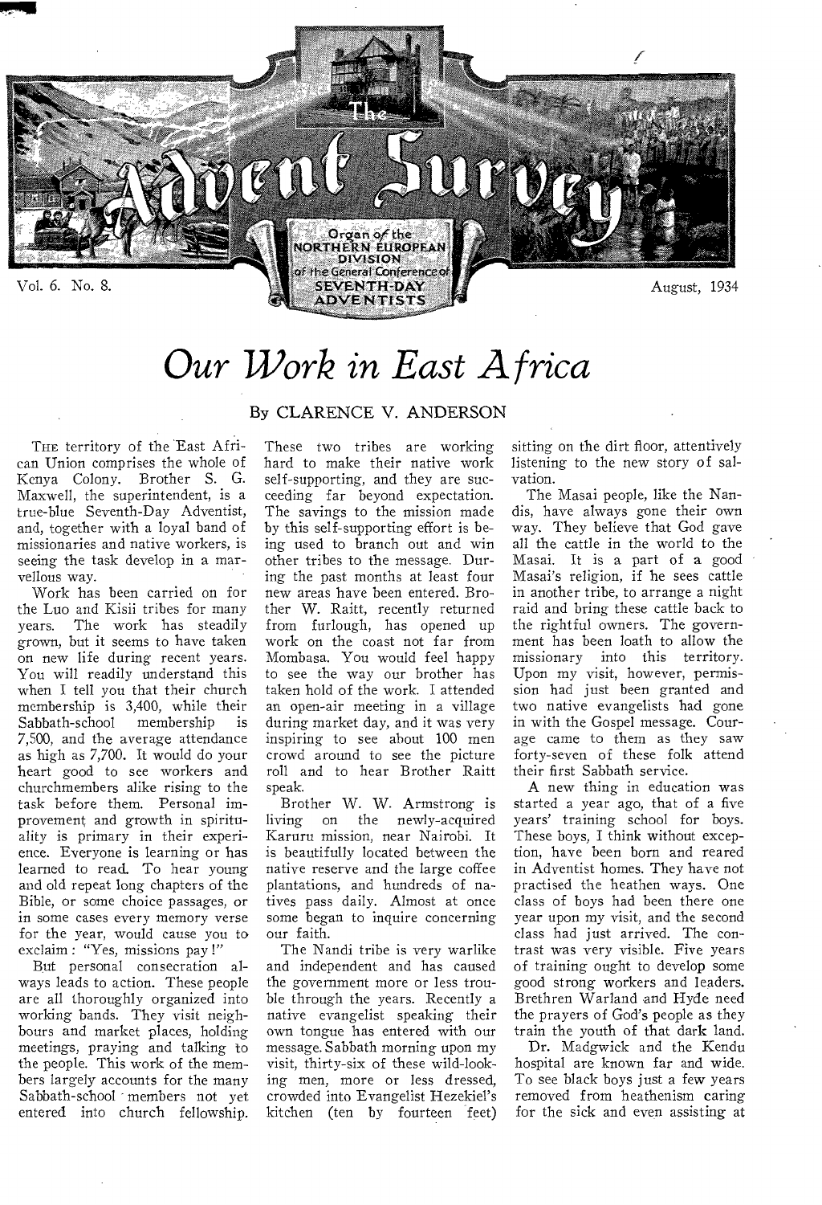# Our Work in East Africa

By CLARENCE V. ANDERSON

THE territory of the East African Union comprises the whole of Kenya Colony. Brother S. G. Maxwell, the superintendent, is a true-blue Seventh-Day Adventist, and, together with a loyal band of missionaries and native workers, is seeing the task develop in a marvellous way.

Work has been carried on for the Luo and Kisii tribes for many years. The work has steadily grown, but it seems to have taken on new life during recent years. You will readily understand this when I tell you that their church membership is 3,400, while their Sabbath-school membership is 7,500, and the average attendance as high as 7,700. It would do your heart good to see workers and churchmembers alike rising to the task before them. Personal improvement and growth in spirituality is primary in their experience. Everyone is learning or has learned to read. To hear young and old repeat long chapters of the Bible, or some choice passages, or in some cases every memory verse for the year, would cause you to exclaim: "Yes, missions pay!"

But personal consecration always leads to action. These people are all thoroughly organized into working bands. They visit neighbours and market places, holding meetings, praying and talking to the people. This work of the members largely accounts for the many Sabbath-school members not yet entered into church fellowship. These two tribes are working hard to make their native work self-supporting, and they are succeeding far beyond expectation. The savings to the mission made by this self-supporting effort is being used to branch out and win other tribes to the message. During the past months at least four new areas have been entered. Brother W. Raitt, recently returned from furlough, has opened up work on the coast not far from Mombasa. You would feel happy to see the way our brother has taken hold of the work. I attended an open-air meeting in a village during market day, and it was very inspiring to see about 100 men crowd around to see the picture roll and to hear Brother Raitt speak.

Brother W. W. Armstrong is living on the newly-acquired Karuru mission, near Nairobi. It is beautifully located between the native reserve and the large coffee plantations, and hundreds of natives pass daily. Almost at once some began to inquire concerning our faith.

The Nandi tribe is very warlike and independent and has caused the government more or less trouble through the years. Recently a native evangelist speaking their own tongue has entered with our message. Sabbath morning upon my visit, thirty-six of these wild-looking men, more or less dressed, crowded into Evangelist Hezekiel's kitchen (ten by fourteen feet) sitting on the dirt floor, attentively listening to the new story of salvation.

The Masai people, like the Nandis, have always gone their own way. They believe that God gave all the cattle in the world to the Masai. It is a part of a good Masai's religion, if he sees cattle in another tribe, to arrange a night raid and bring these cattle back to the rightful owners. The government has been loath to allow the missionary into this territory. Upon my visit, however, permission had just been granted and two native evangelists had gone in with the Gospel message. Courage came to them as they saw forty-seven of these folk attend their first Sabbath service.

A new thing in education was started a year ago, that of a five years' training school for boys. These boys, I think without exception, have been born and reared in Adventist homes. They have not practised the heathen ways. One class of boys had been there one year upon my visit, and the second class had just arrived. The contrast was very visible. Five years of training ought to develop some good strong workers and leaders. Brethren Warland and Hyde need the prayers of God's people as they train the youth of that dark land.

Dr. Madgwick and the Kendu hospital are known far and wide. To see black boys just a few years removed from heathenism caring for the sick and even assisting at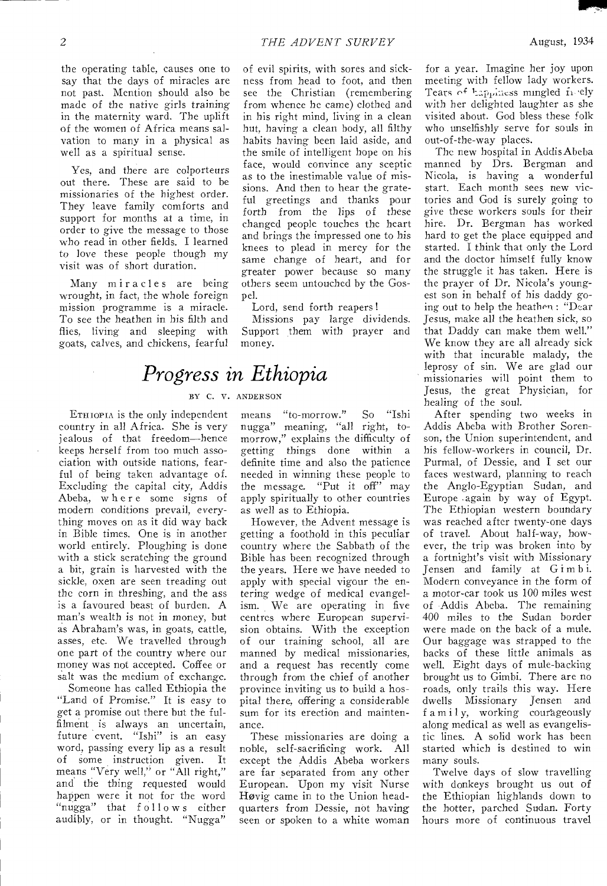the operating table, causes one to say that the days of miracles are not past. Mention should also be made of the native girls training in the maternity ward. The uplift of the women of Africa means salvation to many in a physical as well as a spiritual sense.

Yes, and there are colporteurs out there. These are said to be missionaries of the highest order. They leave family comforts and support for months at a time, in order to give the message to those who read in other fields. I learned to love these people though my visit was of short duration.

Many miracles are being wrought, in fact, the whole foreign mission programme is a miracle. To see the heathen in his filth and flies, living and sleeping with goats, calves, and chickens, fearful of evil spirits, with sores and sickness from head to foot, and then see the Christian (remembering from whence he came) clothed and in his right mind, living in a clean hut, having a clean body, all filthy habits having been laid aside, and the smile of intelligent hope on his face, would convince any sceptic as to the inestimable value of missions. And then to hear the grateful greetings and thanks pour forth from the lips of these changed people touches the heart and brings the impressed one to his knees to plead in mercy for the same change of heart, and for greater power because so many others seem untouched by the Gospel.

Lord, send forth reapers!

Missions pay large dividends. Support them with prayer and money.

# *Progress in Ethiopia*

BY C. V. ANDERSON

Ethiopia is the only independent country in all Africa. She is very jealous of that freedom—hence keeps herself from too much association with outside nations, fearful of being taken advantage of. Excluding the capital city, Addis Abeba, where some signs of modern conditions prevail, everything moves on as it did way back in Bible times. One is in another world entirely. Ploughing is done with a stick scratching the ground a bit, grain is harvested with the sickle, oxen are seen treading out the corn in threshing, and the ass is a favoured beast of burden. A man's wealth is not in money, but as Abraham's was, in goats, cattle, asses, etc. We travelled through one part of the country where our money was not accepted. Coffee or salt was the medium of exchange.

Someone has called Ethiopia the "Land of Promise." It is easy to get a promise out there but the fulfilment is always an uncertain, future event. "Ishi" is an easy word, passing every lip as a result of some instruction given. It means "Very well," or "All right," and the thing requested would happen were it not for the word "nugga" that follows either audibly, or in thought. "Nugga" means "to-morrow." So "Ishi nugga" meaning, "all right, tomorrow," explains the difficulty of getting things done within a definite time and also the patience needed in winning these people to the message. "Put it off" may apply spiritually to other countries as well as to Ethiopia.

However, the Advent message is getting a foothold in this peculiar country where the Sabbath of the Bible has been recognized through the years. Here we have needed to apply with special vigour the entering wedge of medical evangelism. We are operating in five centres where European supervision obtains. With the exception of our training school, all are manned by medical missionaries, and a request has recently come through from the chief of another province inviting us to build a hospital there, offering a considerable sum for its erection and maintenance.

These missionaries are doing a noble, self-sacrificing work. All except the Addis Abeba workers are far separated from any other European. Upon my visit Nurse Høvig came in to the Union headquarters from Dessie, not having seen or spoken to a white woman for a year. Imagine her joy upon meeting with fellow lady workers. Tears of happiness mingled freely with her delighted laughter as she visited about. God bless these folk who unselfishly serve for souls in out-of-the-way places.

The new hospital in Addis Abeba manned by Drs. Bergman and Nicola, is having a wonderful start. Each month sees new victories and God is surely going to give these workers souls for their hire. Dr. Bergman has worked hard to get the place equipped and started. I think that only the Lord and the doctor himself fully know the struggle it has taken. Here is the prayer of Dr. Nicola's youngest son in behalf of his daddy going out to help the heathen: "Dear Jesus, make all the heathen sick, so that Daddy can make them well." We know they are all already sick with that incurable malady, the leprosy of sin. We are glad our missionaries will point them to Jesus, the great Physician, for healing of the soul.

After spending two weeks in Addis Abeba with Brother Sorenson, the Union superintendent, and his fellow-workers in council, Dr. Purmal, of Dessie, and I set our faces westward, planning to reach the Anglo-Egyptian Sudan, and Europe again by way of Egypt. The Ethiopian western boundary was reached after twenty-one days of travel. About half-way, however, the trip was broken into by a fortnight's visit with Missionary Jensen and family at Gimbi. Modern conveyance in the form of a motor-car took us 100 miles west of Addis Abeba. The remaining 400 miles to the Sudan border were made on the back of a mule. Our baggage was strapped to the backs of these little animals as well. Eight days of mule-backing brought us to Gimbi. There are no roads, only trails this way. Here dwells Missionary Jensen and family, working courageously along medical as well as evangelistic lines. A solid work has been started which is destined to win many souls.

Twelve days of slow travelling with donkeys brought us out of the Ethiopian highlands down to the hotter, parched Sudan. Forty hours more of continuous travel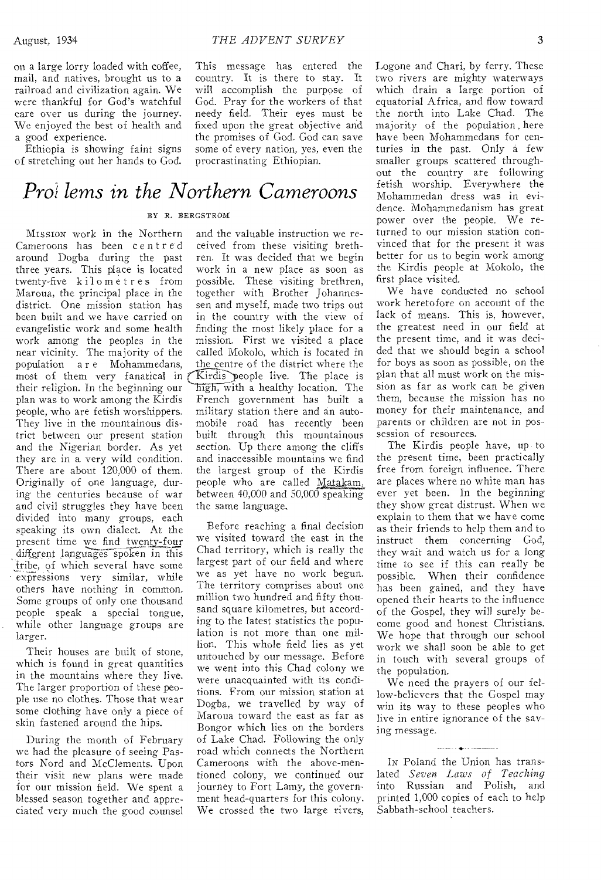on a large lorry loaded with coffee, mail, and natives, brought us to a railroad and civilization again. We were thankful for God's watchful care over us during the journey. We enjoyed the best of health and a good experience.

Ethiopia is showing faint signs of stretching out her hands to God. This message has entered the country. It is there to stay. It will accomplish the purpose of God. Pray for the workers of that needy field. Their eyes must be fixed upon the great objective and the promises of God. God can save some of every nation, yes, even the procrastinating Ethiopian.

# *Problems in the Northern Cameroons*

BY R. BERGSTROM

MISSION work in the Northern Cameroons has been centred around Dogba during the past three years. This place is located twenty-five kilometres from Maroua, the principal place in the district. One mission station has been built and we have carried on evangelistic work and some health work among the peoples in the near vicinity. The majority of the population are Mohammedans, most of them very fanatical in their religion. In the beginning our plan was to work among the Kirdis people, who are fetish worshippers. They live in the mountainous district between our present station and the Nigerian border. As yet they are in a very wild condition. There are about 120,000 of them. Originally of one language, during the centuries because of war and civil struggles they have been divided into many groups, each speaking its own dialect. At the present time we find twenty-four different languages spoken in this tribe, of which several have some expressions very similar, while others have nothing in common. Some groups of only one thousand people speak a special tongue, while other language groups are larger.

Their houses are built of stone, which is found in great quantities in the mountains where they live. The larger proportion of these people use no clothes. Those that wear some clothing have only a piece of skin fastened around the hips.

During the month of February we had the pleasure of seeing Pastors Nord and McClements. Upon their visit new plans were made for our mission field. We spent a blessed season together and appreciated very much the good counsel and the valuable instruction we received from these visiting brethren. It was decided that we begin work in a new place as soon as possible. These visiting brethren, together with Brother Johannessen and myself, made two trips out in the country with the view of finding the most likely place for a mission. First we visited a place called Mokolo, which is located in the centre of the district where the Kirdis people live. The place is high, with a healthy location. The French government has built a military station there and an automobile road has recently been built through this mountainous section. Up there among the cliffs and inaccessible mountains we find the largest group of the Kirdis people who are called Matakam, between 40,000 and 50,000 speaking the same language.

Before reaching a final decision we visited toward the east in the Chad territory, which is really the largest part of our field and where we as yet have no work begun. The territory comprises about one million two hundred and fifty thousand square kilometres, but according to the latest statistics the population is not more than one million. This whole field lies as yet untouched by our message. Before we went into this Chad colony we were unacquainted with its conditions. From our mission station at Dogba, we travelled by way of Maroua toward the east as far as Bongor which lies on the borders of Lake Chad. Following the only road which connects the Northern Cameroons with the above-mentioned colony, we continued our journey to Fort Lamy, the government head-quarters for this colony. We crossed the two large rivers, Logone and Chari, by ferry. These two rivers are mighty waterways which drain a large portion of equatorial Africa, and flow toward the north into Lake Chad. The majority of the population here have been Mohammedans for centuries in the past. Only a few smaller groups scattered throughout the country are following fetish worship. Everywhere the Mohammedan dress was in evidence. Mohammedanism has great power over the people. We returned to our mission station convinced that for the present it was better for us to begin work among the Kirdis people at Mokolo, the first place visited.

We have conducted no school work heretofore on account of the lack of means. This is, however, the greatest need in our field at the present time, and it was decided that we should begin a school for boys as soon as possible, on the plan that all must work on the mission as far as work can be given them, because the mission has no money for their maintenance, and parents or children are not in possession of resources.

The Kirdis people have, up to the present time, been practically free from foreign influence. There are places where no white man has ever yet been. In the beginning they show great distrust. When we explain to them that we have come as their friends to help them and to instruct them concerning God, they wait and watch us for a long time to see if this can really be possible. When their confidence has been gained, and they have opened their hearts to the influence of the Gospel, they will surely become good and honest Christians. We hope that through our school work we shall soon be able to get in touch with several groups of the population.

We need the prayers of our fellow-believers that the Gospel may win its way to these peoples who live in entire ignorance of the saving message.

---

IN Poland the Union has translated *Seven Laws of Teaching* into Russian and Polish, and printed 1,000 copies of each to help Sabbath-school teachers.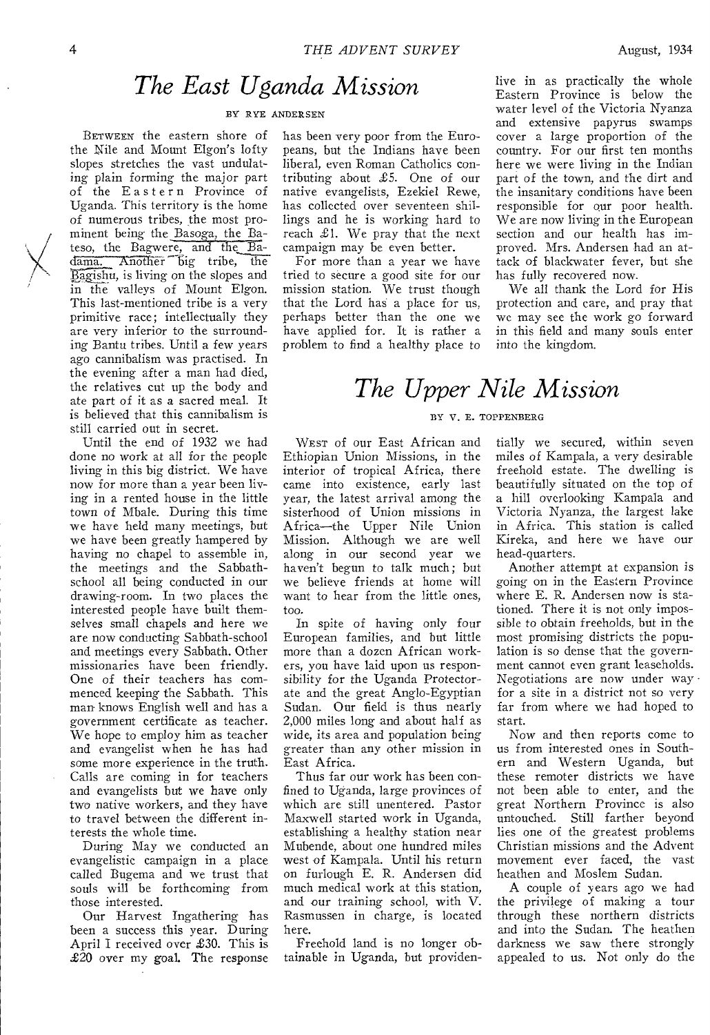# The East Uganda Mission

BY RYE ANDERSEN

BETWEEN the eastern shore of the Nile and Mount Elgon's lofty slopes stretches the vast undulating plain forming the major part of the Eastern Province of Uganda. This territory is the home of numerous tribes, the most prominent being the Basoga, the Bateso, the Bagwere, and the Badama. Another big tribe, the Bagishu, is living on the slopes and in the valleys of Mount Elgon. This last-mentioned tribe is a very primitive race; intellectually they are very inferior to the surrounding Bantu tribes. Until a few years ago cannibalism was practised. In the evening after a man had died, the relatives cut up the body and ate part of it as a sacred meal. It is believed that this cannibalism is still carried out in secret.

Until the end of 1932 we had done no work at all for the people living in this big district. We have now for more than a year been living in a rented house in the little town of Mbale. During this time we have held many meetings, but we have been greatly hampered by having no chapel to assemble in, the meetings and the Sabbath-school all being conducted in our drawing-room. In two places the interested people have built themselves small chapels and here we are now conducting Sabbath-school and meetings every Sabbath. Other missionaries have been friendly. One of their teachers has commenced keeping the Sabbath. This man knows English well and has a government certificate as teacher. We hope to employ him as teacher and evangelist when he has had some more experience in the truth. Calls are coming in for teachers and evangelists but we have only two native workers, and they have to travel between the different interests the whole time.

During May we conducted an evangelistic campaign in a place called Bugema and we trust that souls will be forthcoming from those interested.

Our Harvest Ingathering has been a success this year. During April I received over £30. This is £20 over my goal. The response has been very poor from the Europeans, but the Indians have been liberal, even Roman Catholics contributing about £5. One of our native evangelists, Ezekiel Rewe, has collected over seventeen shillings and he is working hard to reach £1. We pray that the next campaign may be even better.

For more than a year we have tried to secure a good site for our mission station. We trust though that the Lord has a place for us, perhaps better than the one we have applied for. It is rather a problem to find a healthy place to live in as practically the whole Eastern Province is below the water level of the Victoria Nyanza and extensive papyrus swamps cover a large proportion of the country. For our first ten months here we were living in the Indian part of the town, and the dirt and the insanitary conditions have been responsible for our poor health. We are now living in the European section and our health has improved. Mrs. Andersen had an attack of blackwater fever, but she has fully recovered now.

We all thank the Lord for His protection and care, and pray that we may see the work go forward in this field and many souls enter into the kingdom.

# The Upper Nile Mission

BY V. E. TOPPENBERG

WEST of our East African and Ethiopian Union Missions, in the interior of tropical Africa, there came into existence, early last year, the latest arrival among the sisterhood of Union missions in Africa—the Upper Nile Union Mission. Although we are well along in our second year we haven't begun to talk much; but we believe friends at home will want to hear from the little ones, too.

In spite of having only four European families, and but little more than a dozen African workers, you have laid upon us responsibility for the Uganda Protectorate and the great Anglo-Egyptian Sudan. Our field is thus nearly 2,000 miles long and about half as wide, its area and population being greater than any other mission in East Africa.

Thus far our work has been confined to Uganda, large provinces of which are still unentered. Pastor Maxwell started work in Uganda, establishing a healthy station near Mubende, about one hundred miles west of Kampala. Until his return on furlough E. R. Andersen did much medical work at this station, and our training school, with V. Rasmussen in charge, is located here.

Freehold land is no longer obtainable in Uganda, but providentially we secured, within seven miles of Kampala, a very desirable freehold estate. The dwelling is beautifully situated on the top of a hill overlooking Kampala and Victoria Nyanza, the largest lake in Africa. This station is called Kireka, and here we have our head-quarters.

Another attempt at expansion is going on in the Eastern Province where E. R. Andersen now is stationed. There it is not only impossible to obtain freeholds, but in the most promising districts the population is so dense that the government cannot even grant leaseholds. Negotiations are now under way for a site in a district not so very far from where we had hoped to start.

Now and then reports come to us from interested ones in Southern and Western Uganda, but these remoter districts we have not been able to enter, and the great Northern Province is also untouched. Still farther beyond lies one of the greatest problems Christian missions and the Advent movement ever faced, the vast heathen and Moslem Sudan.

A couple of years ago we had the privilege of making a tour through these northern districts and into the Sudan. The heathen darkness we saw there strongly appealed to us. Not only do the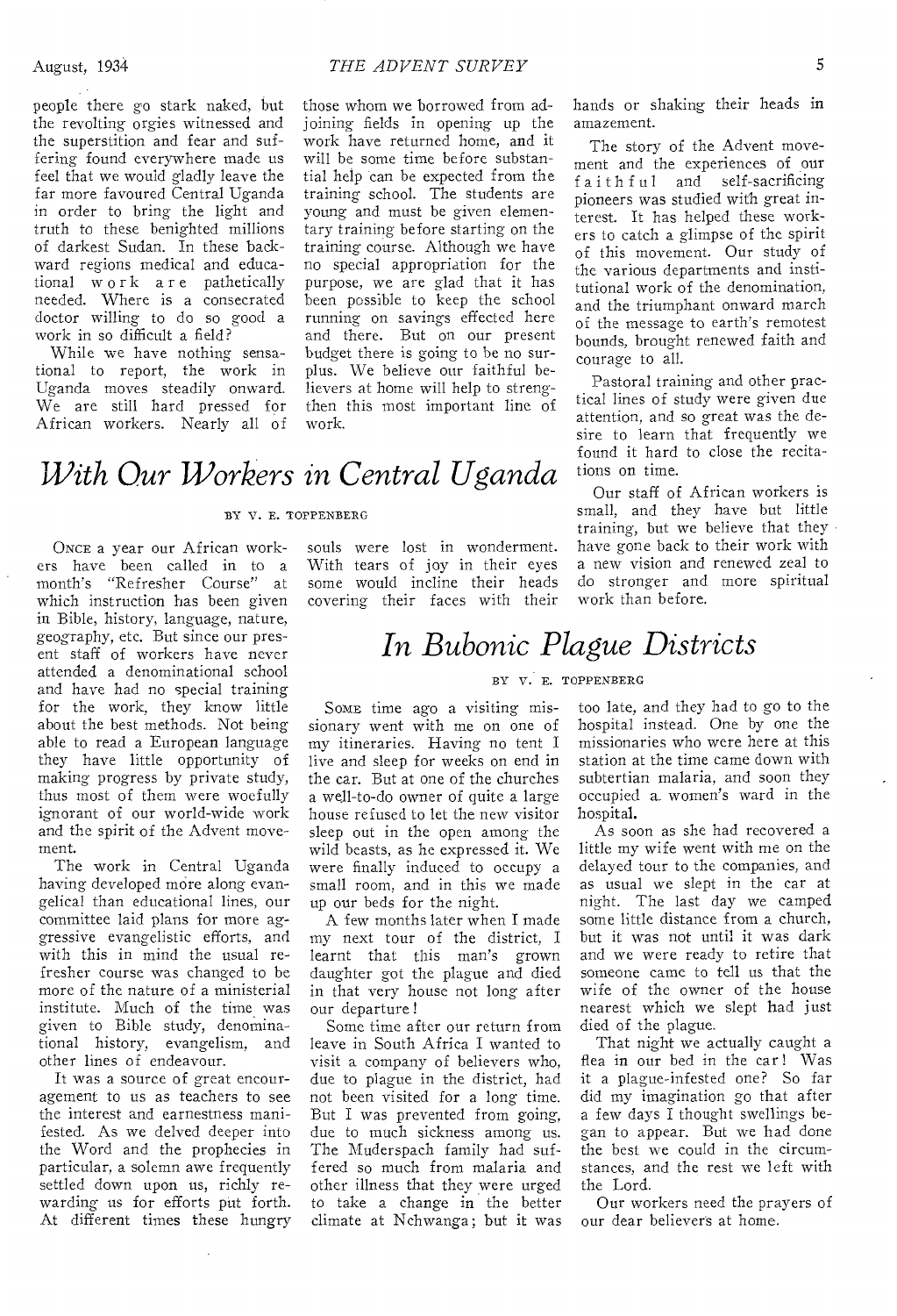people there go stark naked, but the revolting orgies witnessed and the superstition and fear and suffering found everywhere made us feel that we would gladly leave the far more favoured Central Uganda in order to bring the light and truth to these benighted millions of darkest Sudan. In these backward regions medical and educational work are pathetically needed. Where is a consecrated doctor willing to do so good a work in so difficult a field?

While we have nothing sensational to report, the work in Uganda moves steadily onward. We are still hard pressed for African workers. Nearly all of those whom we borrowed from adjoining fields in opening up the work have returned home, and it will be some time before substantial help can be expected from the training school. The students are young and must be given elementary training before starting on the training course. Although we have no special appropriation for the purpose, we are glad that it has been possible to keep the school running on savings effected here and there. But on our present budget there is going to be no surplus. We believe our faithful believers at home will help to strengthen this most important line of work.

# *With Our Workers in Central Uganda*

BY V. E. TOPPENBERG

ONCE a year our African workers have been called in to a month's "Refresher Course" at which instruction has been given in Bible, history, language, nature, geography, etc. But since our present staff of workers have never attended a denominational school and have had no special training for the work, they know little about the best methods. Not being able to read a European language they have little opportunity of making progress by private study, thus most of them were woefully ignorant of our world-wide work and the spirit of the Advent movement.

The work in Central Uganda having developed more along evangelical than educational lines, our committee laid plans for more aggressive evangelistic efforts, and with this in mind the usual refresher course was changed to be more of the nature of a ministerial institute. Much of the time was given to Bible study, denominational history, evangelism, and other lines of endeavour.

It was a source of great encouragement to us as teachers to see the interest and earnestness manifested. As we delved deeper into the Word and the prophecies in particular, a solemn awe frequently settled down upon us, richly rewarding us for efforts put forth. At different times these hungry souls were lost in wonderment. With tears of joy in their eyes some would incline their heads covering their faces with their hands or shaking their heads in amazement.

The story of the Advent movement and the experiences of our faithful and self-sacrificing pioneers was studied with great interest. It has helped these workers to catch a glimpse of the spirit of this movement. Our study of the various departments and institutional work of the denomination, and the triumphant onward march of the message to earth's remotest bounds, brought renewed faith and courage to all.

Pastoral training and other practical lines of study were given due attention, and so great was the desire to learn that frequently we found it hard to close the recitations on time.

Our staff of African workers is small, and they have but little training, but we believe that they have gone back to their work with a new vision and renewed zeal to do stronger and more spiritual work than before.

# *In Bubonic Plague Districts*

BY V. E. TOPPENBERG

SOME time ago a visiting missionary went with me on one of my itineraries. Having no tent I live and sleep for weeks on end in the car. But at one of the churches a well-to-do owner of quite a large house refused to let the new visitor sleep out in the open among the wild beasts, as he expressed it. We were finally induced to occupy a small room, and in this we made up our beds for the night.

A few months later when I made my next tour of the district, I learnt that this man's grown daughter got the plague and died in that very house not long after our departure!

Some time after our return from leave in South Africa I wanted to visit a company of believers who, due to plague in the district, had not been visited for a long time. But I was prevented from going, due to much sickness among us. The Muderspach family had suffered so much from malaria and other illness that they were urged to take a change in the better climate at Nchwanga; but it was too late, and they had to go to the hospital instead. One by one the missionaries who were here at this station at the time came down with subtertian malaria, and soon they occupied a women's ward in the hospital.

As soon as she had recovered a little my wife went with me on the delayed tour to the companies, and as usual we slept in the car at night. The last day we camped some little distance from a church, but it was not until it was dark and we were ready to retire that someone came to tell us that the wife of the owner of the house nearest which we slept had just died of the plague.

That night we actually caught a flea in our bed in the car! Was it a plague-infested one? So far did my imagination go that after a few days I thought swellings began to appear. But we had done the best we could in the circumstances, and the rest we left with the Lord.

Our workers need the prayers of our dear believers at home.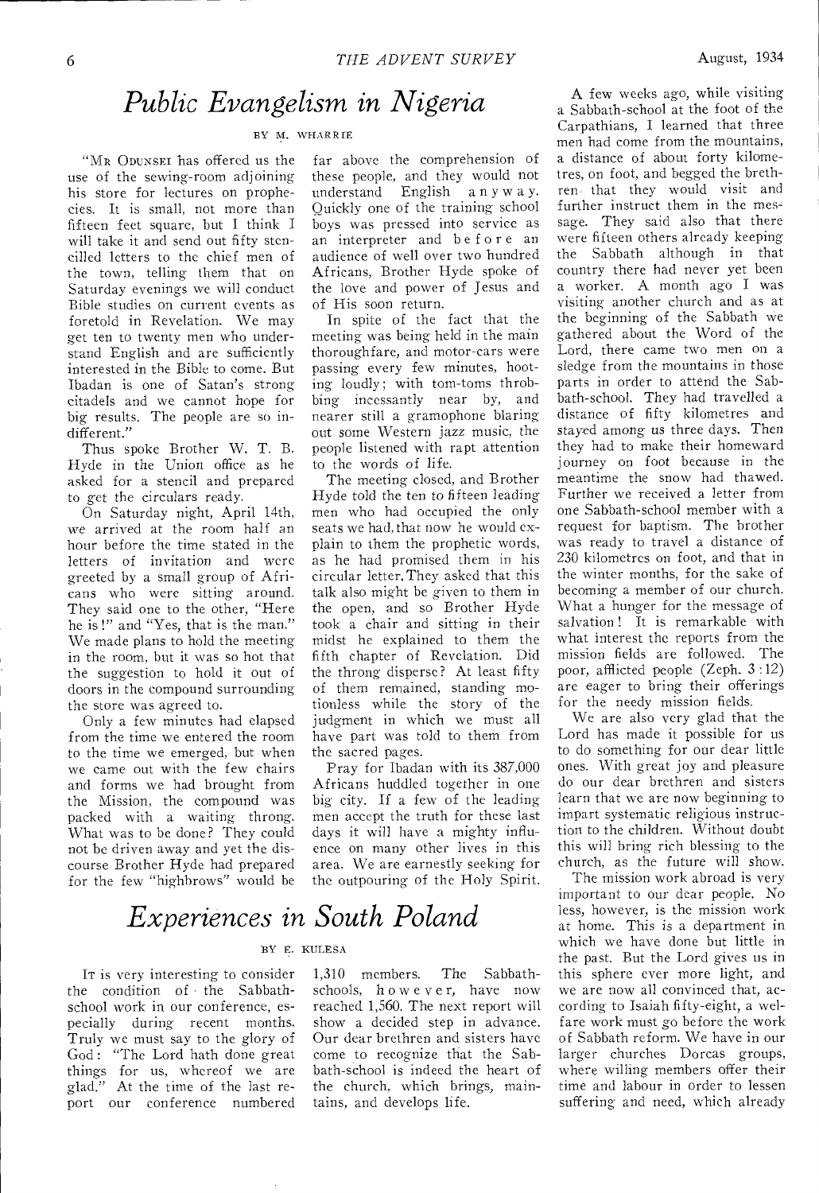# *Public Evangelism in Nigeria*

BY M. WHARRIE

"MR ODUNSEI has offered us the use of the sewing-room adjoining his store for lectures on prophecies. It is small, not more than fifteen feet square, but I think I will take it and send out fifty stencilled letters to the chief men of the town, telling them that on Saturday evenings we will conduct Bible studies on current events as foretold in Revelation. We may get ten to twenty men who understand English and are sufficiently interested in the Bible to come. But Ibadan is one of Satan's strong citadels and we cannot hope for big results. The people are so indifferent."

Thus spoke Brother W. T. B. Hyde in the Union office as he asked for a stencil and prepared to get the circulars ready.

On Saturday night, April 14th, we arrived at the room half an hour before the time stated in the letters of invitation and were greeted by a small group of Africans who were sitting around. They said one to the other, "Here he is!" and "Yes, that is the man." We made plans to hold the meeting in the room, but it was so hot that the suggestion to hold it out of doors in the compound surrounding the store was agreed to.

Only a few minutes had elapsed from the time we entered the room to the time we emerged, but when we came out with the few chairs and forms we had brought from the Mission, the compound was packed with a waiting throng. What was to be done? They could not be driven away and yet the discourse Brother Hyde had prepared for the few "highbrows" would be far above the comprehension of these people, and they would not understand English anyway. Quickly one of the training school boys was pressed into service as an interpreter and before an audience of well over two hundred Africans, Brother Hyde spoke of the love and power of Jesus and of His soon return.

In spite of the fact that the meeting was being held in the main thoroughfare, and motor-cars were passing every few minutes, hooting loudly; with tom-toms throbbing incessantly near by, and nearer still a gramophone blaring out some Western jazz music, the people listened with rapt attention to the words of life.

The meeting closed, and Brother Hyde told the ten to fifteen leading men who had occupied the only seats we had, that now he would explain to them the prophetic words, as he had promised them in his circular letter. They asked that this talk also might be given to them in the open, and so Brother Hyde took a chair and sitting in their midst he explained to them the fifth chapter of Revelation. Did the throng disperse? At least fifty of them remained, standing motionless while the story of the judgment in which we must all have part was told to them from the sacred pages.

Pray for Ibadan with its 387,000 Africans huddled together in one big city. If a few of the leading men accept the truth for these last days it will have a mighty influence on many other lives in this area. We are earnestly seeking for the outpouring of the Holy Spirit.

# *Experiences in South Poland*

BY E. KULESA

IT is very interesting to consider the condition of the Sabbath-school work in our conference, especially during recent months. Truly we must say to the glory of God: "The Lord hath done great things for us, whereof we are glad." At the time of the last report our conference numbered 1,310 members. The Sabbath-schools, however, have now reached 1,560. The next report will show a decided step in advance. Our dear brethren and sisters have come to recognize that the Sabbath-school is indeed the heart of the church, which brings, maintains, and develops life.

A few weeks ago, while visiting a Sabbath-school at the foot of the Carpathians, I learned that three men had come from the mountains, a distance of about forty kilometres, on foot, and begged the brethren that they would visit and further instruct them in the message. They said also that there were fifteen others already keeping the Sabbath although in that country there had never yet been a worker. A month ago I was visiting another church and as at the beginning of the Sabbath we gathered about the Word of the Lord, there came two men on a sledge from the mountains in those parts in order to attend the Sabbath-school. They had travelled a distance of fifty kilometres and stayed among us three days. Then they had to make their homeward journey on foot because in the meantime the snow had thawed. Further we received a letter from one Sabbath-school member with a request for baptism. The brother was ready to travel a distance of 230 kilometres on foot, and that in the winter months, for the sake of becoming a member of our church. What a hunger for the message of salvation! It is remarkable with what interest the reports from the mission fields are followed. The poor, afflicted people (Zeph. 3:12) are eager to bring their offerings for the needy mission fields.

We are also very glad that the Lord has made it possible for us to do something for our dear little ones. With great joy and pleasure do our dear brethren and sisters learn that we are now beginning to impart systematic religious instruction to the children. Without doubt this will bring rich blessing to the church, as the future will show.

The mission work abroad is very important to our dear people. No less, however, is the mission work at home. This is a department in which we have done but little in the past. But the Lord gives us in this sphere ever more light, and we are now all convinced that, according to Isaiah fifty-eight, a welfare work must go before the work of Sabbath reform. We have in our larger churches Dorcas groups, where willing members offer their time and labour in order to lessen suffering and need, which already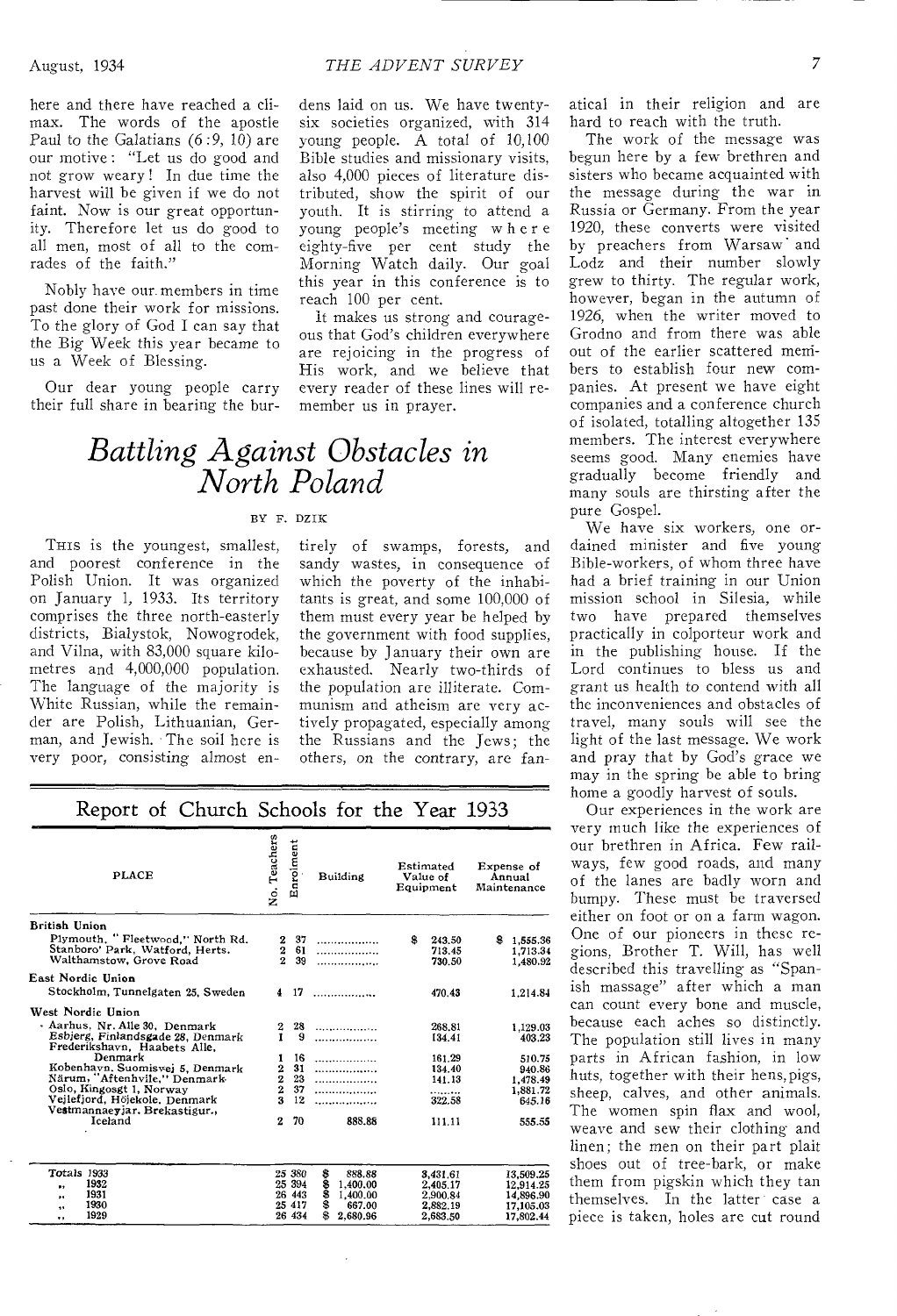here and there have reached a climax. The words of the apostle Paul to the Galatians (6:9, 10) are our motive: "Let us do good and not grow weary! In due time the harvest will be given if we do not faint. Now is our great opportunity. Therefore let us do good to all men, most of all to the comrades of the faith."

Nobly have our members in time past done their work for missions. To the glory of God I can say that the Big Week this year became to us a Week of Blessing.

Our dear young people carry their full share in bearing the burdens laid on us. We have twenty-six societies organized, with 314 young people. A total of 10,100 Bible studies and missionary visits, also 4,000 pieces of literature distributed, show the spirit of our youth. It is stirring to attend a young people's meeting where eighty-five per cent study the Morning Watch daily. Our goal this year in this conference is to reach 100 per cent.

It makes us strong and courageous that God's children everywhere are rejoicing in the progress of His work, and we believe that every reader of these lines will remember us in prayer.

# *Battling Against Obstacles in North Poland*

BY F. DZIK

THIS is the youngest, smallest, and poorest conference in the Polish Union. It was organized on January 1, 1933. Its territory comprises the three north-easterly districts, Bialystok, Nowogrodek, and Vilna, with 83,000 square kilometres and 4,000,000 population. The language of the majority is White Russian, while the remainder are Polish, Lithuanian, German, and Jewish. The soil here is very poor, consisting almost entirely of swamps, forests, and sandy wastes, in consequence of which the poverty of the inhabitants is great, and some 100,000 of them must every year be helped by the government with food supplies, because by January their own are exhausted. Nearly two-thirds of the population are illiterate. Communism and atheism are very actively propagated, especially among the Russians and the Jews; the others, on the contrary, are fanatical in their religion and are hard to reach with the truth.

The work of the message was begun here by a few brethren and sisters who became acquainted with the message during the war in Russia or Germany. From the year 1920, these converts were visited by preachers from Warsaw and Lodz and their number slowly grew to thirty. The regular work, however, began in the autumn of 1926, when the writer moved to Grodno and from there was able out of the earlier scattered members to establish four new companies. At present we have eight companies and a conference church of isolated, totalling altogether 135 members. The interest everywhere seems good. Many enemies have gradually become friendly and many souls are thirsting after the pure Gospel.

We have six workers, one ordained minister and five young Bible-workers, of whom three have had a brief training in our Union mission school in Silesia, while two have prepared themselves practically in colporteur work and in the publishing house. If the Lord continues to bless us and grant us health to contend with all the inconveniences and obstacles of travel, many souls will see the light of the last message. We work and pray that by God's grace we may in the spring be able to bring home a goodly harvest of souls.

Our experiences in the work are very much like the experiences of our brethren in Africa. Few railways, few good roads, and many of the lanes are badly worn and bumpy. These must be traversed either on foot or on a farm wagon. One of our pioneers in these regions, Brother T. Will, has well described this travelling as "Spanish massage" after which a man can count every bone and muscle, because each aches so distinctly. The population still lives in many parts in African fashion, in low huts, together with their hens, pigs, sheep, calves, and other animals. The women spin flax and wool, weave and sew their clothing and linen; the men on their part plait shoes out of tree-bark, or make them from pigskin which they tan themselves. In the latter case a piece is taken, holes are cut round

## Report of Church Schools for the Year 1933

| PLACE | No. Teachers | Enrolment | Building | Estimated Value of Equipment | Expense of Annual Maintenance |
|---|---|---|---|---|---|
| **British Union** | | | | | |
| Plymouth, "Fleetwood," North Rd. | 2 | 37 | .................. | $ 243.50 | $ 1,555.36 |
| Stanboro' Park, Watford, Herts. | 2 | 61 | .................. | 713.45 | 1,713.34 |
| Walthamstow, Grove Road | 2 | 39 | .................. | 730.50 | 1,480.92 |
| **East Nordic Union** | | | | | |
| Stockholm, Tunnelgaten 25, Sweden | 4 | 17 | .................. | 470.43 | 1,214.84 |
| **West Nordic Union** | | | | | |
| Aarhus, Nr. Alle 30, Denmark | 2 | 28 | .................. | 268.81 | 1,129.03 |
| Esbjerg, Finlandsgade 28, Denmark | 1 | 9 | .................. | 134.41 | 403.23 |
| Frederikshavn, Haabets Alle, Denmark | 1 | 16 | .................. | 161.29 | 510.75 |
| Kobenhavn, Suomisvej 5, Denmark | 2 | 31 | .................. | 134.40 | 940.86 |
| Närum, "Aftenhvile," Denmark | 2 | 23 | .................. | 141.13 | 1,478.49 |
| Oslo, Kingosgt 1, Norway | 2 | 37 | .................. | ........ | 1,881.72 |
| Vejlefjord, Höjekole, Denmark | 3 | 12 | .................. | 322.58 | 645.16 |
| Vestmannaeyjar, Brekastigur., Iceland | 2 | 70 | 888.88 | 111.11 | 555.55 |
| Totals 1933 | 25 | 380 | $ 888.88 | 3,431.61 | 13,509.25 |
| " 1932 | 25 | 394 | $ 1,400.00 | 2,405.17 | 12,914.25 |
| " 1931 | 26 | 443 | $ 1,400.00 | 2,900.84 | 14,896.90 |
| " 1930 | 25 | 417 | $ 667.00 | 2,882.19 | 17,105.03 |
| " 1929 | 26 | 434 | $ 2,680.96 | 2,683.50 | 17,802.44 |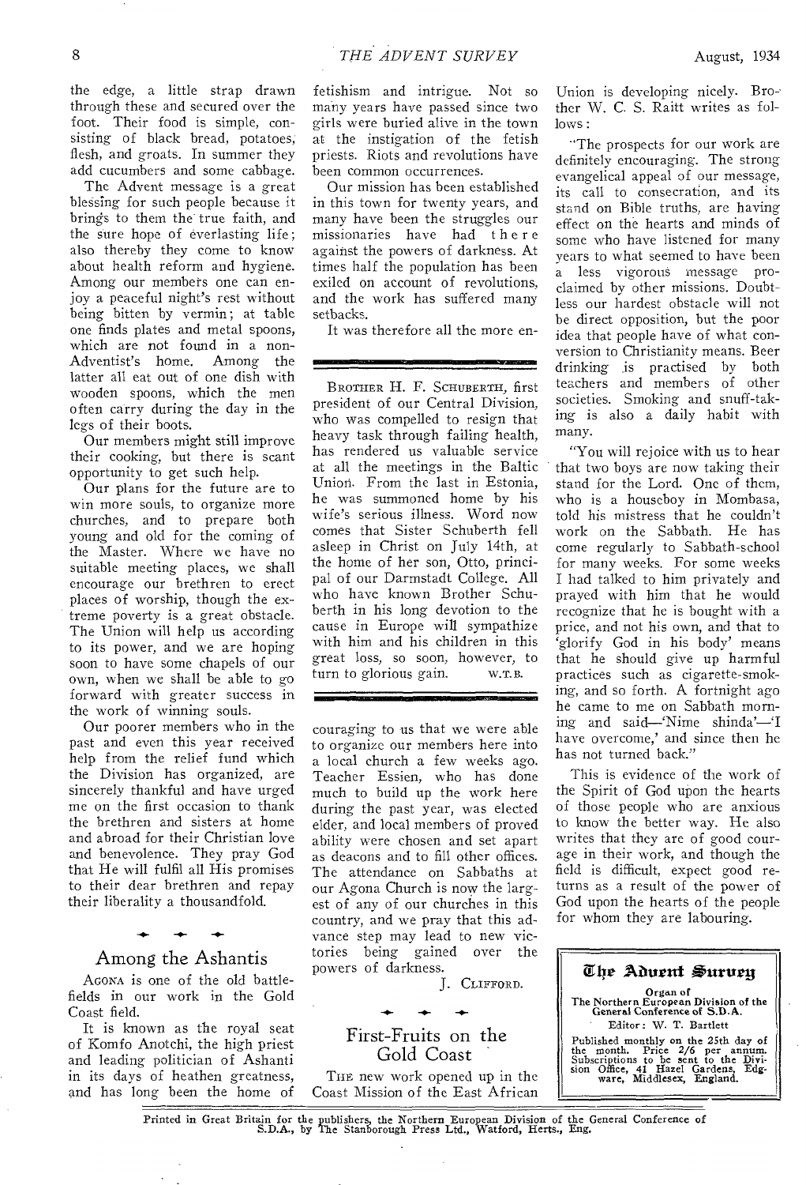the edge, a little strap drawn through these and secured over the foot. Their food is simple, consisting of black bread, potatoes, flesh, and groats. In summer they add cucumbers and some cabbage.

The Advent message is a great blessing for such people because it brings to them the true faith, and the sure hope of everlasting life; also thereby they come to know about health reform and hygiene. Among our members one can enjoy a peaceful night's rest without being bitten by vermin; at table one finds plates and metal spoons, which are not found in a non-Adventist's home. Among the latter all eat out of one dish with wooden spoons, which the men often carry during the day in the legs of their boots.

Our members might still improve their cooking, but there is scant opportunity to get such help.

Our plans for the future are to win more souls, to organize more churches, and to prepare both young and old for the coming of the Master. Where we have no suitable meeting places, we shall encourage our brethren to erect places of worship, though the extreme poverty is a great obstacle. The Union will help us according to its power, and we are hoping soon to have some chapels of our own, when we shall be able to go forward with greater success in the work of winning souls.

Our poorer members who in the past and even this year received help from the relief fund which the Division has organized, are sincerely thankful and have urged me on the first occasion to thank the brethren and sisters at home and abroad for their Christian love and benevolence. They pray God that He will fulfil all His promises to their dear brethren and repay their liberality a thousandfold.

## Among the Ashantis

AGONA is one of the old battlefields in our work in the Gold Coast field.

It is known as the royal seat of Komfo Anotchi, the high priest and leading politician of Ashanti in its days of heathen greatness, and has long been the home of fetishism and intrigue. Not so many years have passed since two girls were buried alive in the town at the instigation of the fetish priests. Riots and revolutions have been common occurrences.

Our mission has been established in this town for twenty years, and many have been the struggles our missionaries have had there against the powers of darkness. At times half the population has been exiled on account of revolutions, and the work has suffered many setbacks.

It was therefore all the more encouraging to us that we were able to organize our members here into a local church a few weeks ago. Teacher Essien, who has done much to build up the work here during the past year, was elected elder, and local members of proved ability were chosen and set apart as deacons and to fill other offices. The attendance on Sabbaths at our Agona Church is now the largest of any of our churches in this country, and we pray that this advance step may lead to new victories being gained over the powers of darkness.

J. CLIFFORD.

---

BROTHER H. F. SCHUBERTH, first president of our Central Division, who was compelled to resign that heavy task through failing health, has rendered us valuable service at all the meetings in the Baltic Union. From the last in Estonia, he was summoned home by his wife's serious illness. Word now comes that Sister Schuberth fell asleep in Christ on July 14th, at the home of her son, Otto, principal of our Darmstadt College. All who have known Brother Schuberth in his long devotion to the cause in Europe will sympathize with him and his children in this great loss, so soon, however, to turn to glorious gain. W.T.B.

---

## First-Fruits on the Gold Coast

THE new work opened up in the Coast Mission of the East African Union is developing nicely. Brother W. C. S. Raitt writes as follows:

"The prospects for our work are definitely encouraging. The strong evangelical appeal of our message, its call to consecration, and its stand on Bible truths, are having effect on the hearts and minds of some who have listened for many years to what seemed to have been a less vigorous message proclaimed by other missions. Doubtless our hardest obstacle will not be direct opposition, but the poor idea that people have of what conversion to Christianity means. Beer drinking is practised by both teachers and members of other societies. Smoking and snuff-taking is also a daily habit with many.

"You will rejoice with us to hear that two boys are now taking their stand for the Lord. One of them, who is a houseboy in Mombasa, told his mistress that he couldn't work on the Sabbath. He has come regularly to Sabbath-school for many weeks. For some weeks I had talked to him privately and prayed with him that he would recognize that he is bought with a price, and not his own, and that to 'glorify God in his body' means that he should give up harmful practices such as cigarette-smoking, and so forth. A fortnight ago he came to me on Sabbath morning and said—'Nime shinda'—'I have overcome,' and since then he has not turned back."

This is evidence of the work of the Spirit of God upon the hearts of those people who are anxious to know the better way. He also writes that they are of good courage in their work, and though the field is difficult, expect good returns as a result of the power of God upon the hearts of the people for whom they are labouring.

---

**The Advent Survey**

Organ of
The Northern European Division of the General Conference of S.D.A.

Editor: W. T. Bartlett

Published monthly on the 25th day of the month. Price 2/6 per annum. Subscriptions to be sent to the Division Office, 41 Hazel Gardens, Edgware, Middlesex, England.

---

Printed in Great Britain for the publishers, the Northern European Division of the General Conference of S.D.A., by The Stanborough Press Ltd., Watford, Herts., Eng.